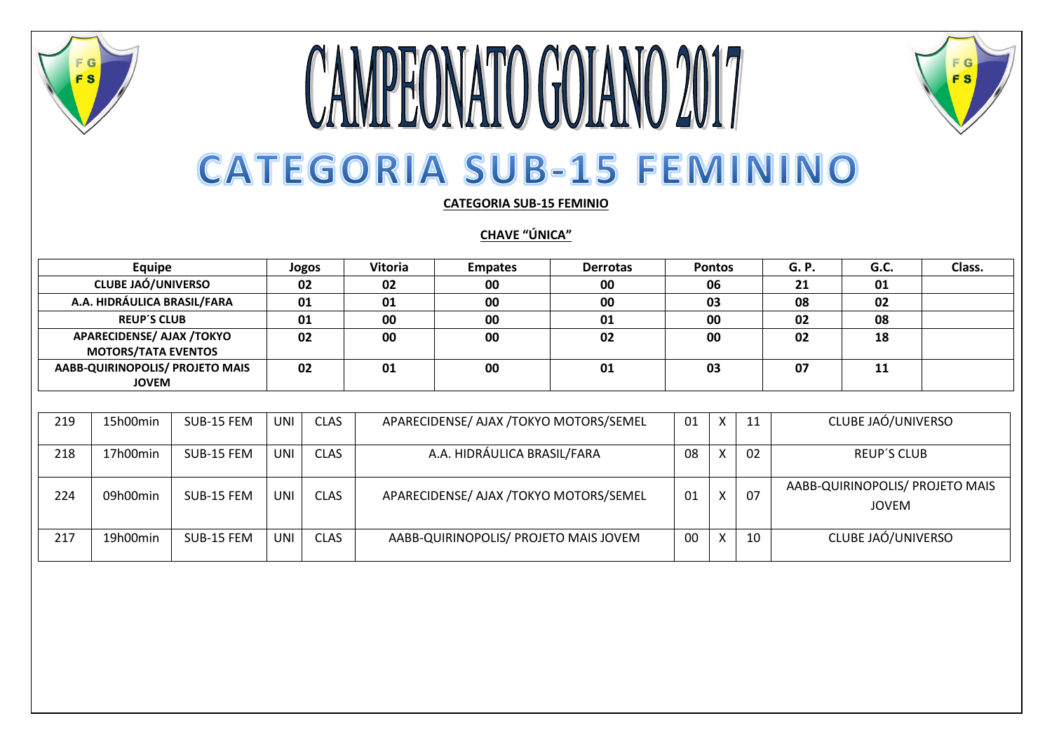# CAMPEONATO GOIANO 2017

## CATEGORIA SUB-15 FEMININO

**CATEGORIA SUB-15 FEMINIO**

**CHAVE "ÚNICA"**

| Equipe | Jogos | Vitoria | Empates | Derrotas | Pontos | G. P. | G.C. | Class. |
|---|---|---|---|---|---|---|---|---|
| **CLUBE JAÓ/UNIVERSO** | **02** | **02** | **00** | **00** | **06** | **21** | **01** | |
| **A.A. HIDRÁULICA BRASIL/FARA** | **01** | **01** | **00** | **00** | **03** | **08** | **02** | |
| **REUP´S CLUB** | **01** | **00** | **00** | **01** | **00** | **02** | **08** | |
| **APARECIDENSE/ AJAX /TOKYO MOTORS/TATA EVENTOS** | **02** | **00** | **00** | **02** | **00** | **02** | **18** | |
| **AABB-QUIRINOPOLIS/ PROJETO MAIS JOVEM** | **02** | **01** | **00** | **01** | **03** | **07** | **11** | |

| | | | | | | | | | |
|---|---|---|---|---|---|---|---|---|---|
| 219 | 15h00min | SUB-15 FEM | UNI | CLAS | APARECIDENSE/ AJAX /TOKYO MOTORS/SEMEL | 01 | X | 11 | CLUBE JAÓ/UNIVERSO |
| 218 | 17h00min | SUB-15 FEM | UNI | CLAS | A.A. HIDRÁULICA BRASIL/FARA | 08 | X | 02 | REUP´S CLUB |
| 224 | 09h00min | SUB-15 FEM | UNI | CLAS | APARECIDENSE/ AJAX /TOKYO MOTORS/SEMEL | 01 | X | 07 | AABB-QUIRINOPOLIS/ PROJETO MAIS JOVEM |
| 217 | 19h00min | SUB-15 FEM | UNI | CLAS | AABB-QUIRINOPOLIS/ PROJETO MAIS JOVEM | 00 | X | 10 | CLUBE JAÓ/UNIVERSO |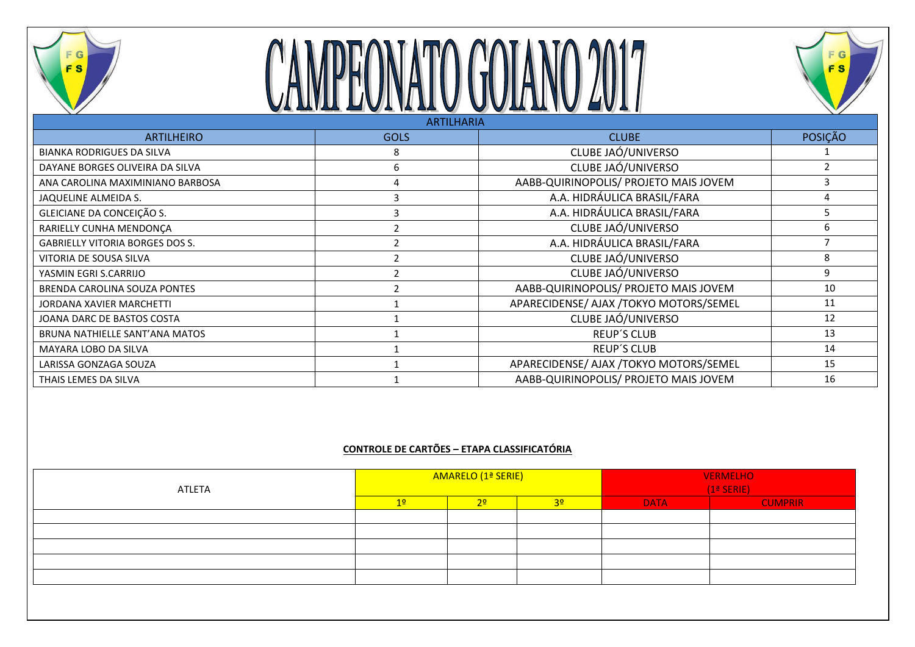# CAMPEONATO GOIANO 2017

| ARTILHARIA | | | |
|---|---|---|---|
| ARTILHEIRO | GOLS | CLUBE | POSIÇÃO |
| BIANKA RODRIGUES DA SILVA | 8 | CLUBE JAÓ/UNIVERSO | 1 |
| DAYANE BORGES OLIVEIRA DA SILVA | 6 | CLUBE JAÓ/UNIVERSO | 2 |
| ANA CAROLINA MAXIMINIANO BARBOSA | 4 | AABB-QUIRINOPOLIS/ PROJETO MAIS JOVEM | 3 |
| JAQUELINE ALMEIDA S. | 3 | A.A. HIDRÁULICA BRASIL/FARA | 4 |
| GLEICIANE DA CONCEIÇÃO S. | 3 | A.A. HIDRÁULICA BRASIL/FARA | 5 |
| RARIELLY CUNHA MENDONÇA | 2 | CLUBE JAÓ/UNIVERSO | 6 |
| GABRIELLY VITORIA BORGES DOS S. | 2 | A.A. HIDRÁULICA BRASIL/FARA | 7 |
| VITORIA DE SOUSA SILVA | 2 | CLUBE JAÓ/UNIVERSO | 8 |
| YASMIN EGRI S.CARRIJO | 2 | CLUBE JAÓ/UNIVERSO | 9 |
| BRENDA CAROLINA SOUZA PONTES | 2 | AABB-QUIRINOPOLIS/ PROJETO MAIS JOVEM | 10 |
| JORDANA XAVIER MARCHETTI | 1 | APARECIDENSE/ AJAX /TOKYO MOTORS/SEMEL | 11 |
| JOANA DARC DE BASTOS COSTA | 1 | CLUBE JAÓ/UNIVERSO | 12 |
| BRUNA NATHIELLE SANT'ANA MATOS | 1 | REUP´S CLUB | 13 |
| MAYARA LOBO DA SILVA | 1 | REUP´S CLUB | 14 |
| LARISSA GONZAGA SOUZA | 1 | APARECIDENSE/ AJAX /TOKYO MOTORS/SEMEL | 15 |
| THAIS LEMES DA SILVA | 1 | AABB-QUIRINOPOLIS/ PROJETO MAIS JOVEM | 16 |

**CONTROLE DE CARTÕES – ETAPA CLASSIFICATÓRIA**

| ATLETA | AMARELO (1ª SERIE) | | | VERMELHO (1ª SERIE) | |
|---|---|---|---|---|---|
| | 1º | 2º | 3º | DATA | CUMPRIR |
| | | | | | |
| | | | | | |
| | | | | | |
| | | | | | |
| | | | | | |